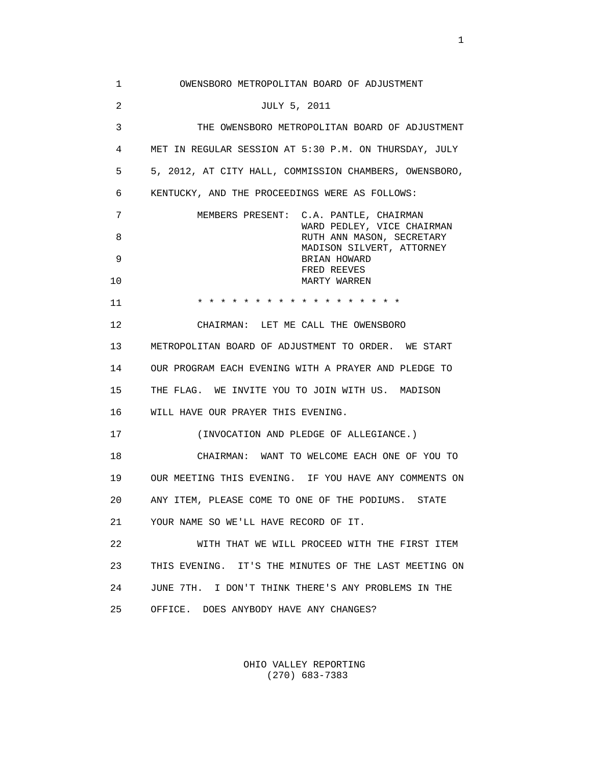OWENSBORO METROPOLITAN BOARD OF ADJUSTMENT

JULY 5, 2011

THE OWENSBORO METROPOLITAN BOARD OF ADJUSTMENT MET IN REGULAR SESSION AT 5:30 P.M. ON THURSDAY, JULY 5, 2012, AT CITY HALL, COMMISSION CHAMBERS, OWENSBORO, KENTUCKY, AND THE PROCEEDINGS WERE AS FOLLOWS:

MEMBERS PRESENT:
- C.A. PANTLE, CHAIRMAN
- WARD PEDLEY, VICE CHAIRMAN
- RUTH ANN MASON, SECRETARY
- MADISON SILVERT, ATTORNEY
- BRIAN HOWARD
- FRED REEVES
- MARTY WARREN

\* \* \* \* \* \* \* \* \* \* \* \* \* \* \* \* \* \* \*

CHAIRMAN: LET ME CALL THE OWENSBORO METROPOLITAN BOARD OF ADJUSTMENT TO ORDER. WE START OUR PROGRAM EACH EVENING WITH A PRAYER AND PLEDGE TO THE FLAG. WE INVITE YOU TO JOIN WITH US. MADISON WILL HAVE OUR PRAYER THIS EVENING.

(INVOCATION AND PLEDGE OF ALLEGIANCE.)

CHAIRMAN: WANT TO WELCOME EACH ONE OF YOU TO OUR MEETING THIS EVENING. IF YOU HAVE ANY COMMENTS ON ANY ITEM, PLEASE COME TO ONE OF THE PODIUMS. STATE YOUR NAME SO WE'LL HAVE RECORD OF IT.

WITH THAT WE WILL PROCEED WITH THE FIRST ITEM THIS EVENING. IT'S THE MINUTES OF THE LAST MEETING ON JUNE 7TH. I DON'T THINK THERE'S ANY PROBLEMS IN THE OFFICE. DOES ANYBODY HAVE ANY CHANGES?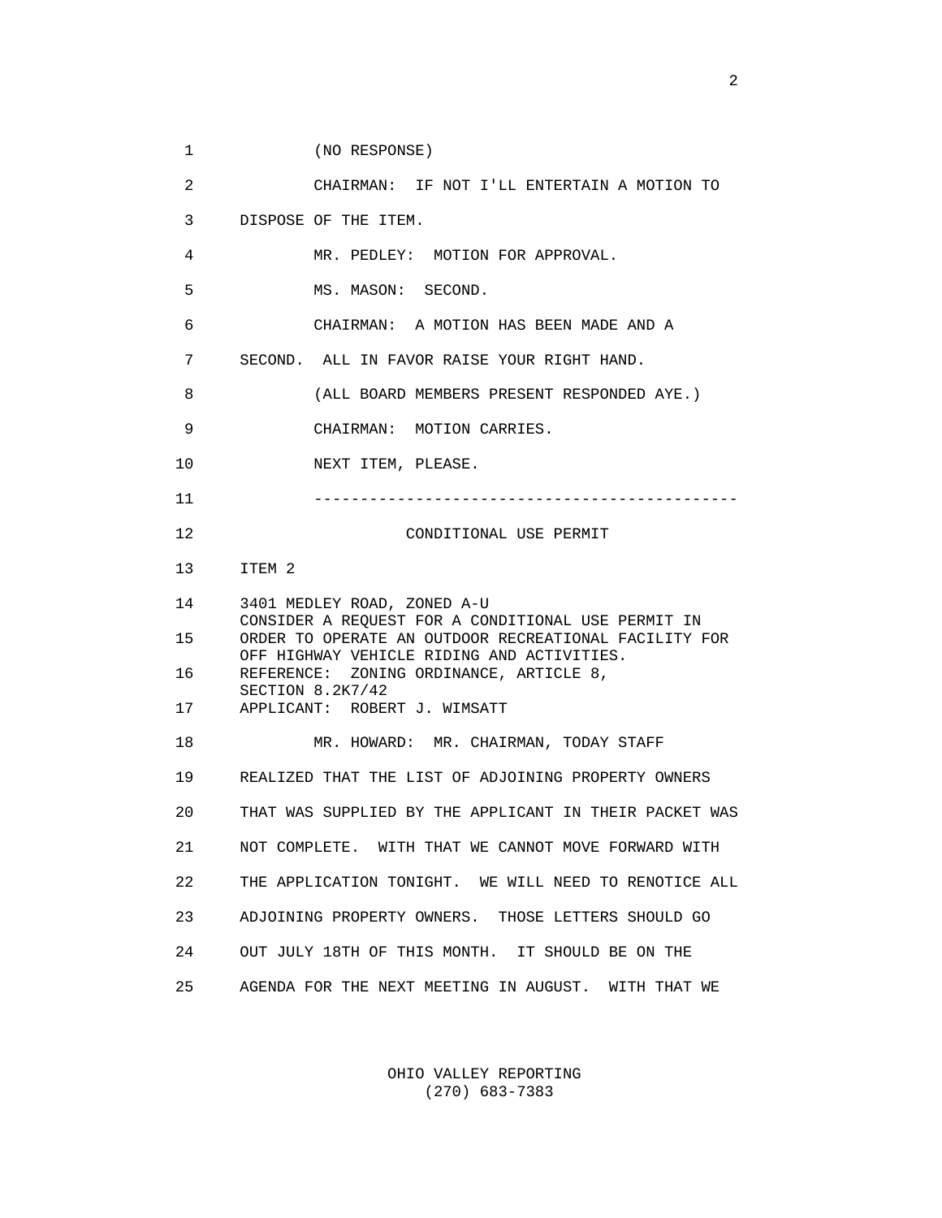(NO RESPONSE)

CHAIRMAN: IF NOT I'LL ENTERTAIN A MOTION TO DISPOSE OF THE ITEM.

MR. PEDLEY: MOTION FOR APPROVAL.

MS. MASON: SECOND.

CHAIRMAN: A MOTION HAS BEEN MADE AND A SECOND. ALL IN FAVOR RAISE YOUR RIGHT HAND.

(ALL BOARD MEMBERS PRESENT RESPONDED AYE.)

CHAIRMAN: MOTION CARRIES.

NEXT ITEM, PLEASE.

---

CONDITIONAL USE PERMIT

ITEM 2

3401 MEDLEY ROAD, ZONED A-U
CONSIDER A REQUEST FOR A CONDITIONAL USE PERMIT IN ORDER TO OPERATE AN OUTDOOR RECREATIONAL FACILITY FOR OFF HIGHWAY VEHICLE RIDING AND ACTIVITIES.
REFERENCE: ZONING ORDINANCE, ARTICLE 8, SECTION 8.2K7/42
APPLICANT: ROBERT J. WIMSATT

MR. HOWARD: MR. CHAIRMAN, TODAY STAFF REALIZED THAT THE LIST OF ADJOINING PROPERTY OWNERS THAT WAS SUPPLIED BY THE APPLICANT IN THEIR PACKET WAS NOT COMPLETE. WITH THAT WE CANNOT MOVE FORWARD WITH THE APPLICATION TONIGHT. WE WILL NEED TO RENOTICE ALL ADJOINING PROPERTY OWNERS. THOSE LETTERS SHOULD GO OUT JULY 18TH OF THIS MONTH. IT SHOULD BE ON THE AGENDA FOR THE NEXT MEETING IN AUGUST. WITH THAT WE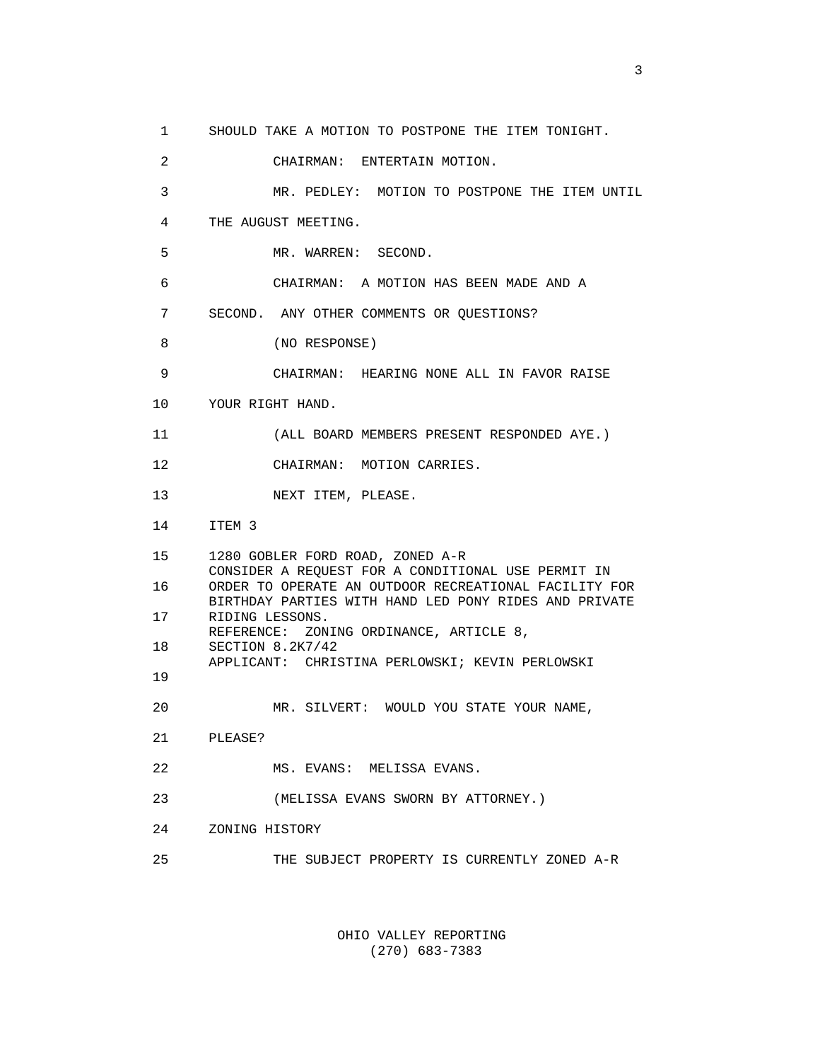SHOULD TAKE A MOTION TO POSTPONE THE ITEM TONIGHT.

CHAIRMAN: ENTERTAIN MOTION.

MR. PEDLEY: MOTION TO POSTPONE THE ITEM UNTIL THE AUGUST MEETING.

MR. WARREN: SECOND.

CHAIRMAN: A MOTION HAS BEEN MADE AND A SECOND. ANY OTHER COMMENTS OR QUESTIONS?

(NO RESPONSE)

CHAIRMAN: HEARING NONE ALL IN FAVOR RAISE YOUR RIGHT HAND.

(ALL BOARD MEMBERS PRESENT RESPONDED AYE.)

CHAIRMAN: MOTION CARRIES.

NEXT ITEM, PLEASE.

ITEM 3

1280 GOBLER FORD ROAD, ZONED A-R
CONSIDER A REQUEST FOR A CONDITIONAL USE PERMIT IN ORDER TO OPERATE AN OUTDOOR RECREATIONAL FACILITY FOR BIRTHDAY PARTIES WITH HAND LED PONY RIDES AND PRIVATE RIDING LESSONS.
REFERENCE: ZONING ORDINANCE, ARTICLE 8, SECTION 8.2K7/42
APPLICANT: CHRISTINA PERLOWSKI; KEVIN PERLOWSKI

MR. SILVERT: WOULD YOU STATE YOUR NAME, PLEASE?

MS. EVANS: MELISSA EVANS.

(MELISSA EVANS SWORN BY ATTORNEY.)

ZONING HISTORY

THE SUBJECT PROPERTY IS CURRENTLY ZONED A-R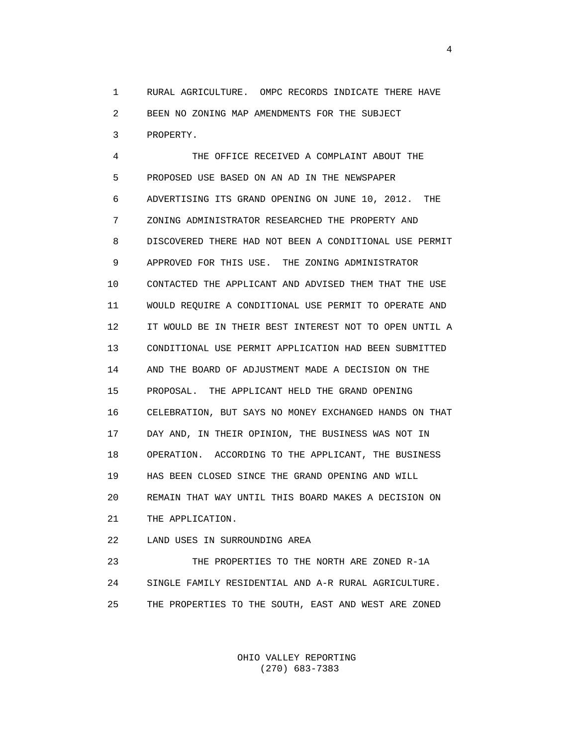RURAL AGRICULTURE. OMPC RECORDS INDICATE THERE HAVE BEEN NO ZONING MAP AMENDMENTS FOR THE SUBJECT PROPERTY.

THE OFFICE RECEIVED A COMPLAINT ABOUT THE PROPOSED USE BASED ON AN AD IN THE NEWSPAPER ADVERTISING ITS GRAND OPENING ON JUNE 10, 2012. THE ZONING ADMINISTRATOR RESEARCHED THE PROPERTY AND DISCOVERED THERE HAD NOT BEEN A CONDITIONAL USE PERMIT APPROVED FOR THIS USE. THE ZONING ADMINISTRATOR CONTACTED THE APPLICANT AND ADVISED THEM THAT THE USE WOULD REQUIRE A CONDITIONAL USE PERMIT TO OPERATE AND IT WOULD BE IN THEIR BEST INTEREST NOT TO OPEN UNTIL A CONDITIONAL USE PERMIT APPLICATION HAD BEEN SUBMITTED AND THE BOARD OF ADJUSTMENT MADE A DECISION ON THE PROPOSAL. THE APPLICANT HELD THE GRAND OPENING CELEBRATION, BUT SAYS NO MONEY EXCHANGED HANDS ON THAT DAY AND, IN THEIR OPINION, THE BUSINESS WAS NOT IN OPERATION. ACCORDING TO THE APPLICANT, THE BUSINESS HAS BEEN CLOSED SINCE THE GRAND OPENING AND WILL REMAIN THAT WAY UNTIL THIS BOARD MAKES A DECISION ON THE APPLICATION.

LAND USES IN SURROUNDING AREA

THE PROPERTIES TO THE NORTH ARE ZONED R-1A SINGLE FAMILY RESIDENTIAL AND A-R RURAL AGRICULTURE. THE PROPERTIES TO THE SOUTH, EAST AND WEST ARE ZONED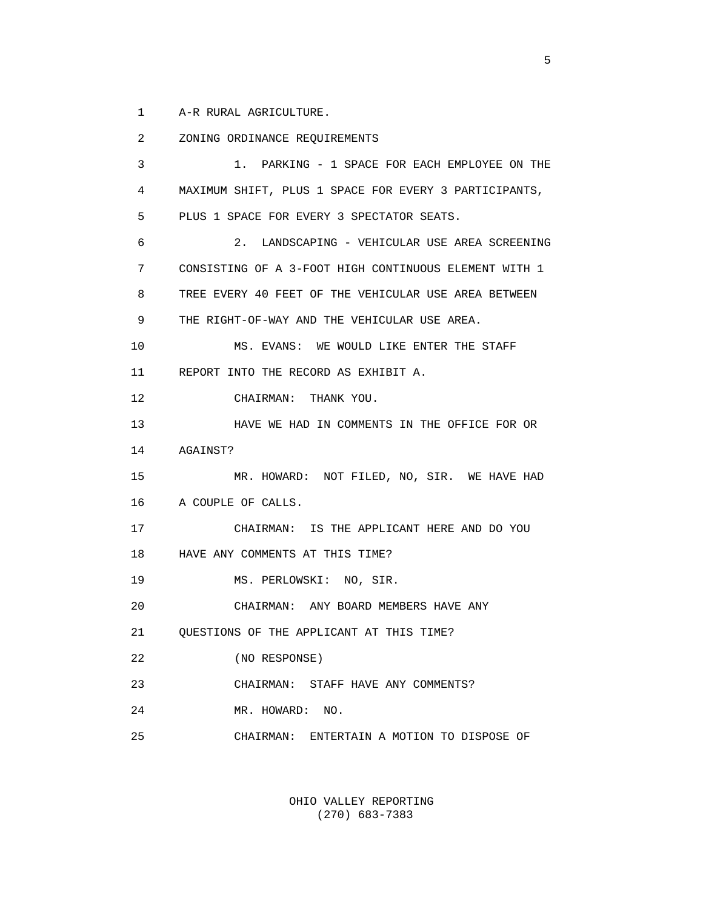A-R RURAL AGRICULTURE.

ZONING ORDINANCE REQUIREMENTS

1. PARKING - 1 SPACE FOR EACH EMPLOYEE ON THE MAXIMUM SHIFT, PLUS 1 SPACE FOR EVERY 3 PARTICIPANTS, PLUS 1 SPACE FOR EVERY 3 SPECTATOR SEATS.

2. LANDSCAPING - VEHICULAR USE AREA SCREENING CONSISTING OF A 3-FOOT HIGH CONTINUOUS ELEMENT WITH 1 TREE EVERY 40 FEET OF THE VEHICULAR USE AREA BETWEEN THE RIGHT-OF-WAY AND THE VEHICULAR USE AREA.

MS. EVANS: WE WOULD LIKE ENTER THE STAFF REPORT INTO THE RECORD AS EXHIBIT A.

CHAIRMAN: THANK YOU.

HAVE WE HAD IN COMMENTS IN THE OFFICE FOR OR AGAINST?

MR. HOWARD: NOT FILED, NO, SIR. WE HAVE HAD A COUPLE OF CALLS.

CHAIRMAN: IS THE APPLICANT HERE AND DO YOU HAVE ANY COMMENTS AT THIS TIME?

MS. PERLOWSKI: NO, SIR.

CHAIRMAN: ANY BOARD MEMBERS HAVE ANY QUESTIONS OF THE APPLICANT AT THIS TIME?

(NO RESPONSE)

CHAIRMAN: STAFF HAVE ANY COMMENTS?

MR. HOWARD: NO.

CHAIRMAN: ENTERTAIN A MOTION TO DISPOSE OF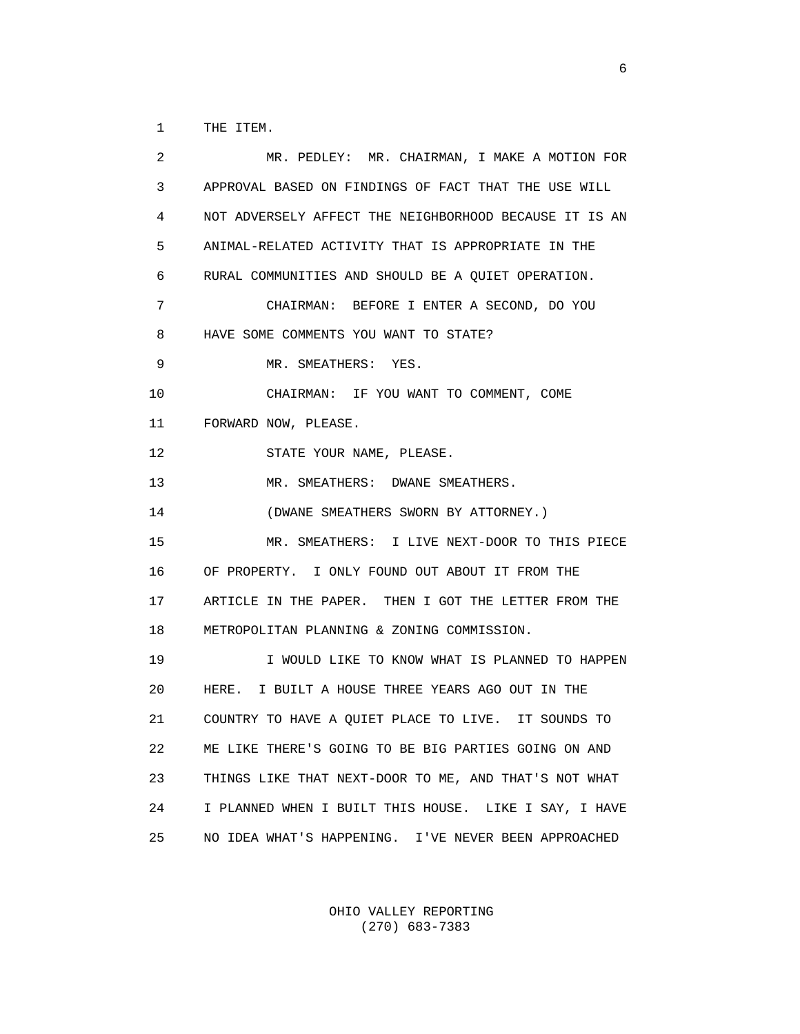THE ITEM.

MR. PEDLEY: MR. CHAIRMAN, I MAKE A MOTION FOR APPROVAL BASED ON FINDINGS OF FACT THAT THE USE WILL NOT ADVERSELY AFFECT THE NEIGHBORHOOD BECAUSE IT IS AN ANIMAL-RELATED ACTIVITY THAT IS APPROPRIATE IN THE RURAL COMMUNITIES AND SHOULD BE A QUIET OPERATION.

CHAIRMAN: BEFORE I ENTER A SECOND, DO YOU HAVE SOME COMMENTS YOU WANT TO STATE?

MR. SMEATHERS: YES.

CHAIRMAN: IF YOU WANT TO COMMENT, COME FORWARD NOW, PLEASE.

STATE YOUR NAME, PLEASE.

MR. SMEATHERS: DWANE SMEATHERS.

(DWANE SMEATHERS SWORN BY ATTORNEY.)

MR. SMEATHERS: I LIVE NEXT-DOOR TO THIS PIECE OF PROPERTY. I ONLY FOUND OUT ABOUT IT FROM THE ARTICLE IN THE PAPER. THEN I GOT THE LETTER FROM THE METROPOLITAN PLANNING & ZONING COMMISSION.

I WOULD LIKE TO KNOW WHAT IS PLANNED TO HAPPEN HERE. I BUILT A HOUSE THREE YEARS AGO OUT IN THE COUNTRY TO HAVE A QUIET PLACE TO LIVE. IT SOUNDS TO ME LIKE THERE'S GOING TO BE BIG PARTIES GOING ON AND THINGS LIKE THAT NEXT-DOOR TO ME, AND THAT'S NOT WHAT I PLANNED WHEN I BUILT THIS HOUSE. LIKE I SAY, I HAVE NO IDEA WHAT'S HAPPENING. I'VE NEVER BEEN APPROACHED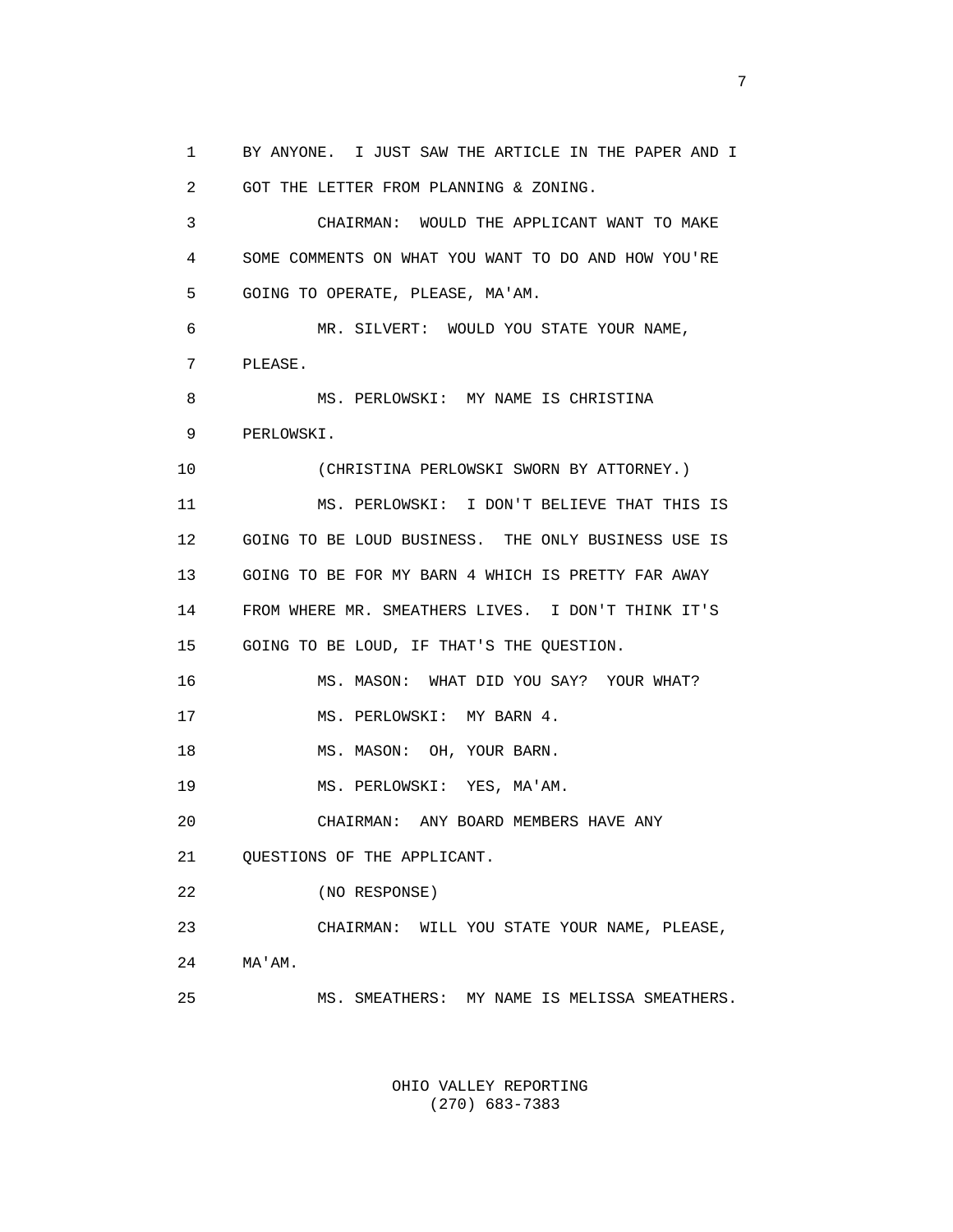BY ANYONE. I JUST SAW THE ARTICLE IN THE PAPER AND I GOT THE LETTER FROM PLANNING & ZONING.

CHAIRMAN: WOULD THE APPLICANT WANT TO MAKE SOME COMMENTS ON WHAT YOU WANT TO DO AND HOW YOU'RE GOING TO OPERATE, PLEASE, MA'AM.

MR. SILVERT: WOULD YOU STATE YOUR NAME, PLEASE.

MS. PERLOWSKI: MY NAME IS CHRISTINA PERLOWSKI.

(CHRISTINA PERLOWSKI SWORN BY ATTORNEY.)

MS. PERLOWSKI: I DON'T BELIEVE THAT THIS IS GOING TO BE LOUD BUSINESS. THE ONLY BUSINESS USE IS GOING TO BE FOR MY BARN 4 WHICH IS PRETTY FAR AWAY FROM WHERE MR. SMEATHERS LIVES. I DON'T THINK IT'S GOING TO BE LOUD, IF THAT'S THE QUESTION.

MS. MASON: WHAT DID YOU SAY? YOUR WHAT?

MS. PERLOWSKI: MY BARN 4.

MS. MASON: OH, YOUR BARN.

MS. PERLOWSKI: YES, MA'AM.

CHAIRMAN: ANY BOARD MEMBERS HAVE ANY QUESTIONS OF THE APPLICANT.

(NO RESPONSE)

CHAIRMAN: WILL YOU STATE YOUR NAME, PLEASE, MA'AM.

MS. SMEATHERS: MY NAME IS MELISSA SMEATHERS.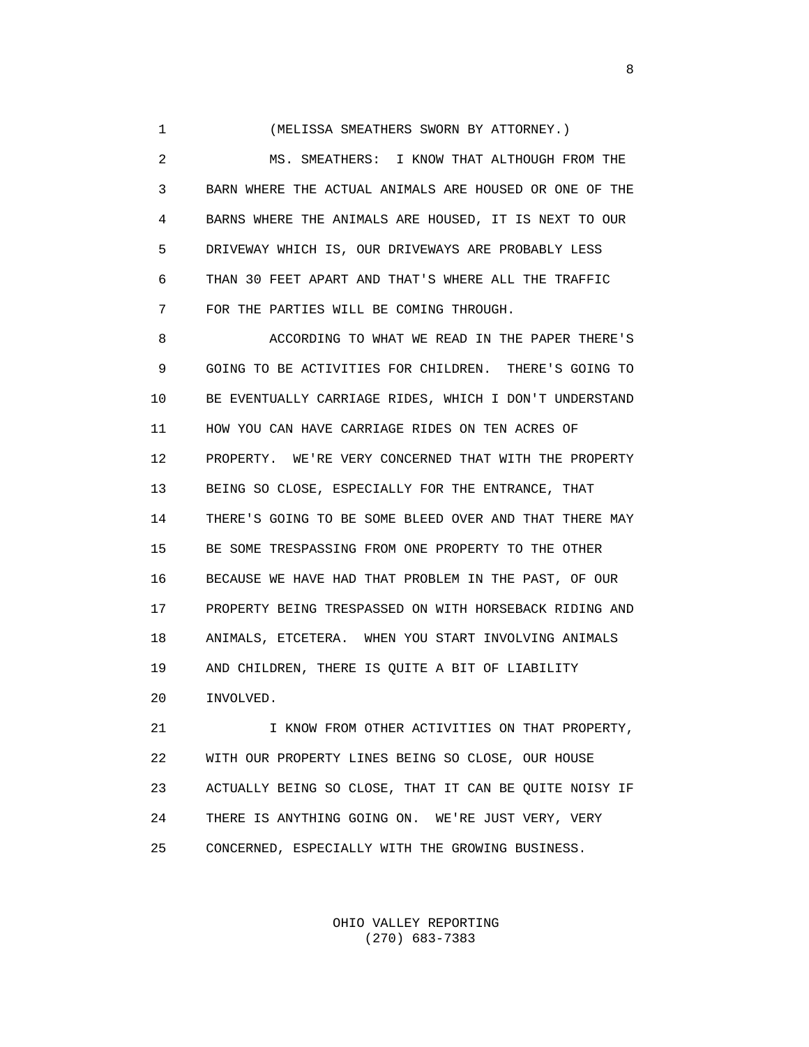(MELISSA SMEATHERS SWORN BY ATTORNEY.)

MS. SMEATHERS: I KNOW THAT ALTHOUGH FROM THE BARN WHERE THE ACTUAL ANIMALS ARE HOUSED OR ONE OF THE BARNS WHERE THE ANIMALS ARE HOUSED, IT IS NEXT TO OUR DRIVEWAY WHICH IS, OUR DRIVEWAYS ARE PROBABLY LESS THAN 30 FEET APART AND THAT'S WHERE ALL THE TRAFFIC FOR THE PARTIES WILL BE COMING THROUGH.

ACCORDING TO WHAT WE READ IN THE PAPER THERE'S GOING TO BE ACTIVITIES FOR CHILDREN. THERE'S GOING TO BE EVENTUALLY CARRIAGE RIDES, WHICH I DON'T UNDERSTAND HOW YOU CAN HAVE CARRIAGE RIDES ON TEN ACRES OF PROPERTY. WE'RE VERY CONCERNED THAT WITH THE PROPERTY BEING SO CLOSE, ESPECIALLY FOR THE ENTRANCE, THAT THERE'S GOING TO BE SOME BLEED OVER AND THAT THERE MAY BE SOME TRESPASSING FROM ONE PROPERTY TO THE OTHER BECAUSE WE HAVE HAD THAT PROBLEM IN THE PAST, OF OUR PROPERTY BEING TRESPASSED ON WITH HORSEBACK RIDING AND ANIMALS, ETCETERA. WHEN YOU START INVOLVING ANIMALS AND CHILDREN, THERE IS QUITE A BIT OF LIABILITY INVOLVED.

I KNOW FROM OTHER ACTIVITIES ON THAT PROPERTY, WITH OUR PROPERTY LINES BEING SO CLOSE, OUR HOUSE ACTUALLY BEING SO CLOSE, THAT IT CAN BE QUITE NOISY IF THERE IS ANYTHING GOING ON. WE'RE JUST VERY, VERY CONCERNED, ESPECIALLY WITH THE GROWING BUSINESS.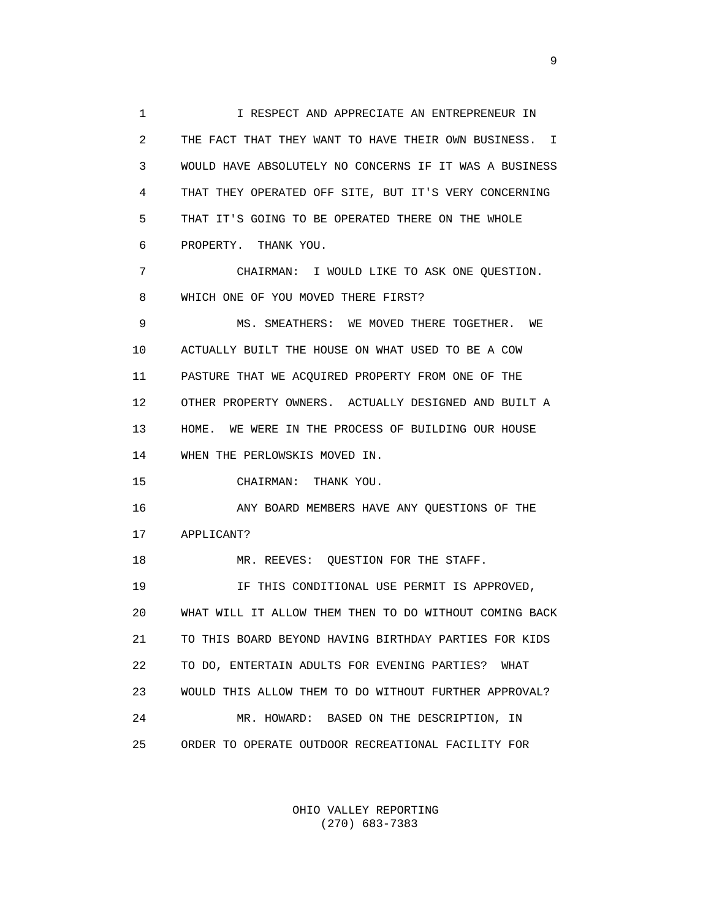I RESPECT AND APPRECIATE AN ENTREPRENEUR IN THE FACT THAT THEY WANT TO HAVE THEIR OWN BUSINESS. I WOULD HAVE ABSOLUTELY NO CONCERNS IF IT WAS A BUSINESS THAT THEY OPERATED OFF SITE, BUT IT'S VERY CONCERNING THAT IT'S GOING TO BE OPERATED THERE ON THE WHOLE PROPERTY. THANK YOU.

CHAIRMAN: I WOULD LIKE TO ASK ONE QUESTION. WHICH ONE OF YOU MOVED THERE FIRST?

MS. SMEATHERS: WE MOVED THERE TOGETHER. WE ACTUALLY BUILT THE HOUSE ON WHAT USED TO BE A COW PASTURE THAT WE ACQUIRED PROPERTY FROM ONE OF THE OTHER PROPERTY OWNERS. ACTUALLY DESIGNED AND BUILT A HOME. WE WERE IN THE PROCESS OF BUILDING OUR HOUSE WHEN THE PERLOWSKIS MOVED IN.

CHAIRMAN: THANK YOU.

ANY BOARD MEMBERS HAVE ANY QUESTIONS OF THE APPLICANT?

MR. REEVES: QUESTION FOR THE STAFF.

IF THIS CONDITIONAL USE PERMIT IS APPROVED, WHAT WILL IT ALLOW THEM THEN TO DO WITHOUT COMING BACK TO THIS BOARD BEYOND HAVING BIRTHDAY PARTIES FOR KIDS TO DO, ENTERTAIN ADULTS FOR EVENING PARTIES? WHAT WOULD THIS ALLOW THEM TO DO WITHOUT FURTHER APPROVAL?

MR. HOWARD: BASED ON THE DESCRIPTION, IN ORDER TO OPERATE OUTDOOR RECREATIONAL FACILITY FOR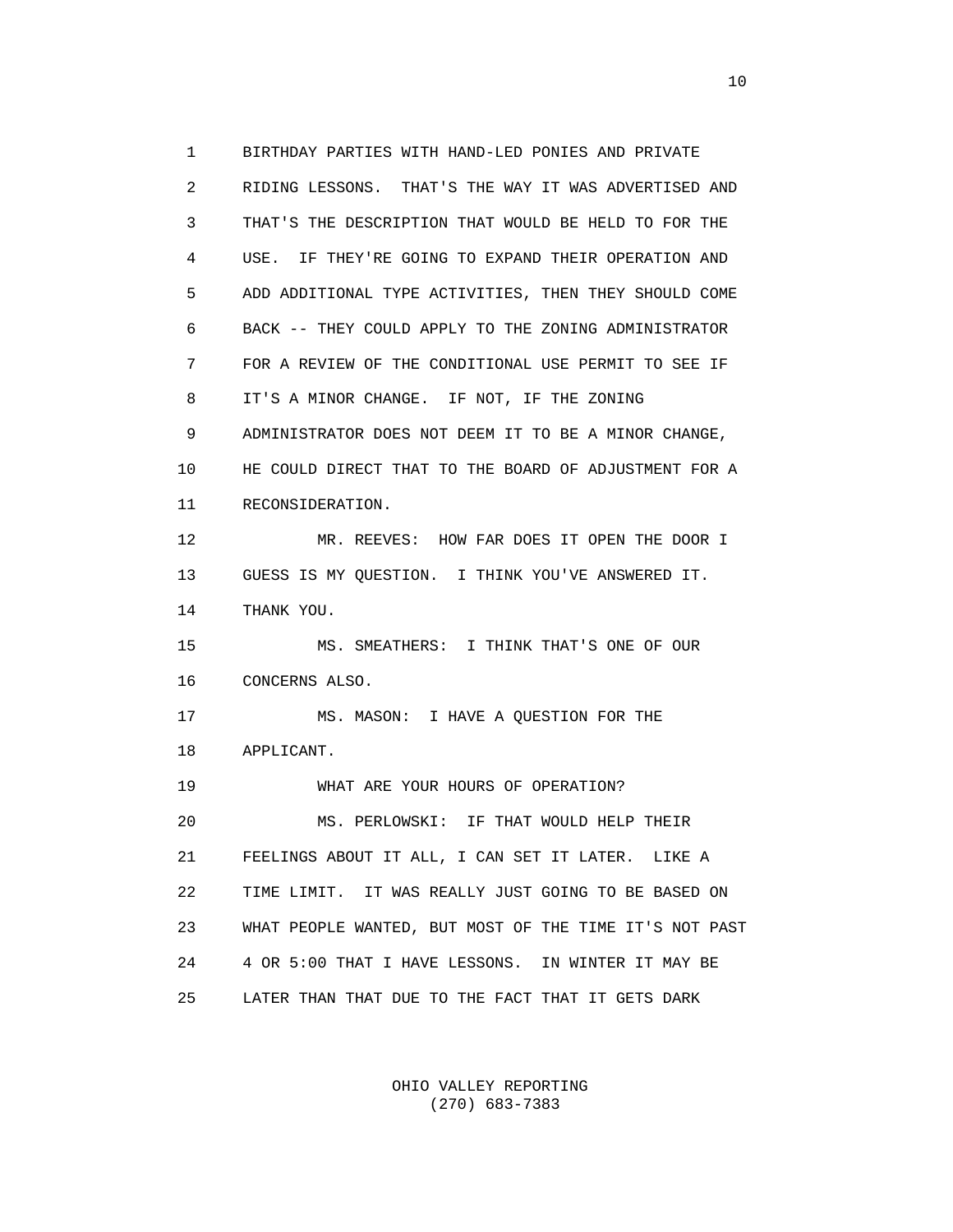BIRTHDAY PARTIES WITH HAND-LED PONIES AND PRIVATE RIDING LESSONS. THAT'S THE WAY IT WAS ADVERTISED AND THAT'S THE DESCRIPTION THAT WOULD BE HELD TO FOR THE USE. IF THEY'RE GOING TO EXPAND THEIR OPERATION AND ADD ADDITIONAL TYPE ACTIVITIES, THEN THEY SHOULD COME BACK -- THEY COULD APPLY TO THE ZONING ADMINISTRATOR FOR A REVIEW OF THE CONDITIONAL USE PERMIT TO SEE IF IT'S A MINOR CHANGE. IF NOT, IF THE ZONING ADMINISTRATOR DOES NOT DEEM IT TO BE A MINOR CHANGE, HE COULD DIRECT THAT TO THE BOARD OF ADJUSTMENT FOR A RECONSIDERATION.

MR. REEVES: HOW FAR DOES IT OPEN THE DOOR I GUESS IS MY QUESTION. I THINK YOU'VE ANSWERED IT. THANK YOU.

MS. SMEATHERS: I THINK THAT'S ONE OF OUR CONCERNS ALSO.

MS. MASON: I HAVE A QUESTION FOR THE APPLICANT.

WHAT ARE YOUR HOURS OF OPERATION?

MS. PERLOWSKI: IF THAT WOULD HELP THEIR FEELINGS ABOUT IT ALL, I CAN SET IT LATER. LIKE A TIME LIMIT. IT WAS REALLY JUST GOING TO BE BASED ON WHAT PEOPLE WANTED, BUT MOST OF THE TIME IT'S NOT PAST 4 OR 5:00 THAT I HAVE LESSONS. IN WINTER IT MAY BE LATER THAN THAT DUE TO THE FACT THAT IT GETS DARK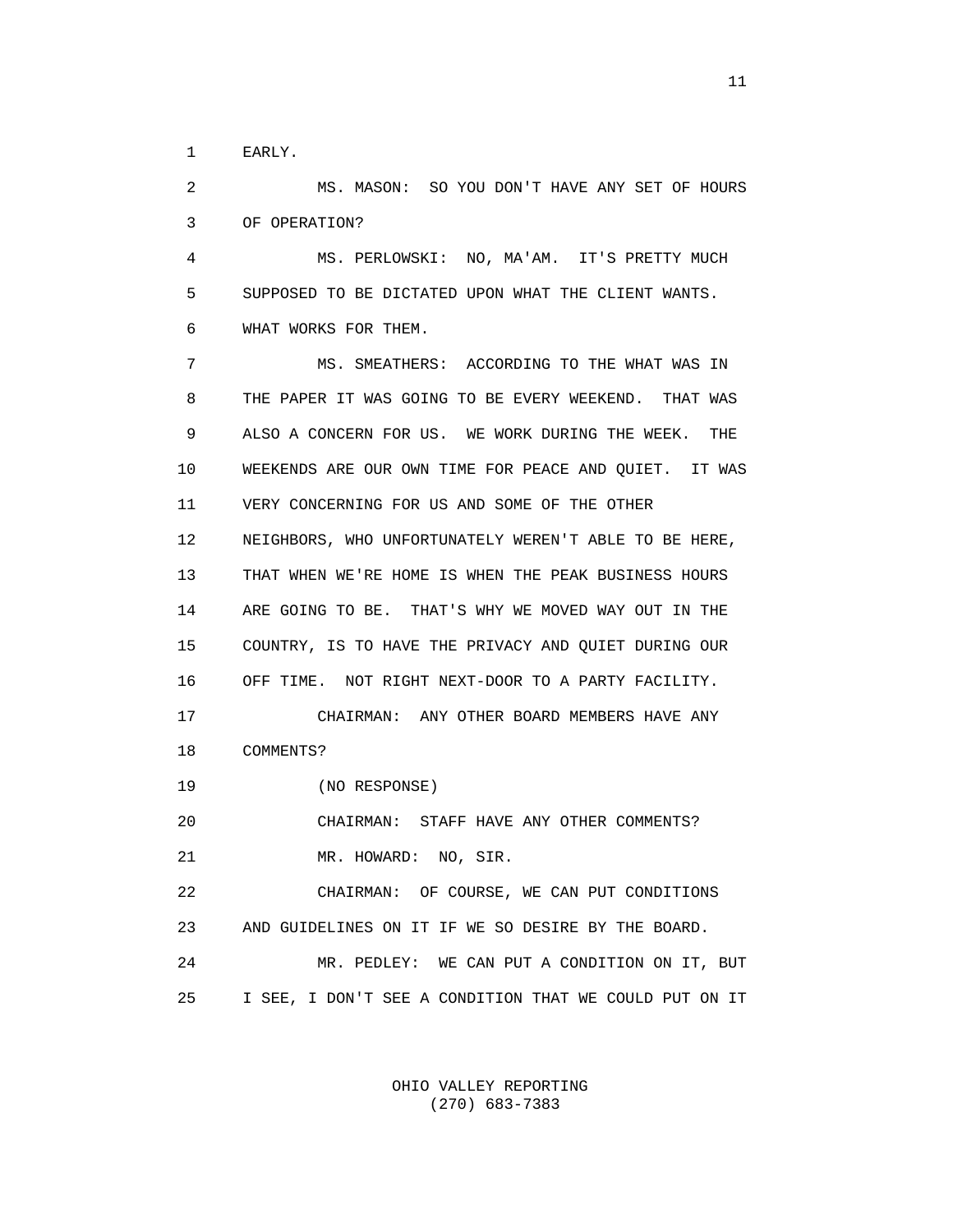1 EARLY.

2 MS. MASON: SO YOU DON'T HAVE ANY SET OF HOURS
3 OF OPERATION?

4 MS. PERLOWSKI: NO, MA'AM. IT'S PRETTY MUCH
5 SUPPOSED TO BE DICTATED UPON WHAT THE CLIENT WANTS.
6 WHAT WORKS FOR THEM.

7 MS. SMEATHERS: ACCORDING TO THE WHAT WAS IN
8 THE PAPER IT WAS GOING TO BE EVERY WEEKEND. THAT WAS
9 ALSO A CONCERN FOR US. WE WORK DURING THE WEEK. THE
10 WEEKENDS ARE OUR OWN TIME FOR PEACE AND QUIET. IT WAS
11 VERY CONCERNING FOR US AND SOME OF THE OTHER
12 NEIGHBORS, WHO UNFORTUNATELY WEREN'T ABLE TO BE HERE,
13 THAT WHEN WE'RE HOME IS WHEN THE PEAK BUSINESS HOURS
14 ARE GOING TO BE. THAT'S WHY WE MOVED WAY OUT IN THE
15 COUNTRY, IS TO HAVE THE PRIVACY AND QUIET DURING OUR
16 OFF TIME. NOT RIGHT NEXT-DOOR TO A PARTY FACILITY.

17 CHAIRMAN: ANY OTHER BOARD MEMBERS HAVE ANY
18 COMMENTS?

19 (NO RESPONSE)

20 CHAIRMAN: STAFF HAVE ANY OTHER COMMENTS?

21 MR. HOWARD: NO, SIR.

22 CHAIRMAN: OF COURSE, WE CAN PUT CONDITIONS
23 AND GUIDELINES ON IT IF WE SO DESIRE BY THE BOARD.

24 MR. PEDLEY: WE CAN PUT A CONDITION ON IT, BUT
25 I SEE, I DON'T SEE A CONDITION THAT WE COULD PUT ON IT

OHIO VALLEY REPORTING
(270) 683-7383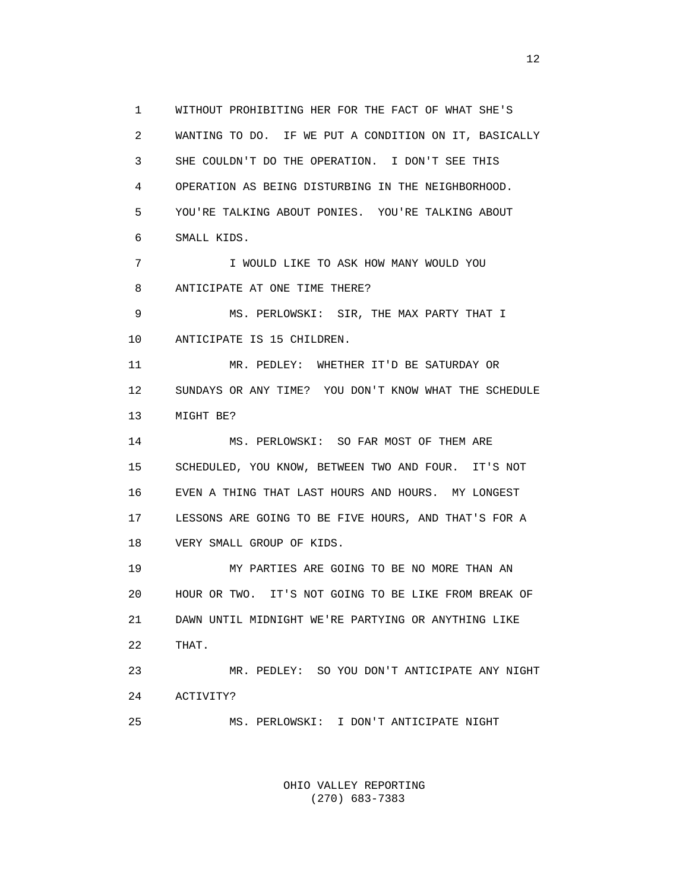WITHOUT PROHIBITING HER FOR THE FACT OF WHAT SHE'S WANTING TO DO. IF WE PUT A CONDITION ON IT, BASICALLY SHE COULDN'T DO THE OPERATION. I DON'T SEE THIS OPERATION AS BEING DISTURBING IN THE NEIGHBORHOOD. YOU'RE TALKING ABOUT PONIES. YOU'RE TALKING ABOUT SMALL KIDS.

I WOULD LIKE TO ASK HOW MANY WOULD YOU ANTICIPATE AT ONE TIME THERE?

MS. PERLOWSKI: SIR, THE MAX PARTY THAT I ANTICIPATE IS 15 CHILDREN.

MR. PEDLEY: WHETHER IT'D BE SATURDAY OR SUNDAYS OR ANY TIME? YOU DON'T KNOW WHAT THE SCHEDULE MIGHT BE?

MS. PERLOWSKI: SO FAR MOST OF THEM ARE SCHEDULED, YOU KNOW, BETWEEN TWO AND FOUR. IT'S NOT EVEN A THING THAT LAST HOURS AND HOURS. MY LONGEST LESSONS ARE GOING TO BE FIVE HOURS, AND THAT'S FOR A VERY SMALL GROUP OF KIDS.

MY PARTIES ARE GOING TO BE NO MORE THAN AN HOUR OR TWO. IT'S NOT GOING TO BE LIKE FROM BREAK OF DAWN UNTIL MIDNIGHT WE'RE PARTYING OR ANYTHING LIKE THAT.

MR. PEDLEY: SO YOU DON'T ANTICIPATE ANY NIGHT ACTIVITY?

MS. PERLOWSKI: I DON'T ANTICIPATE NIGHT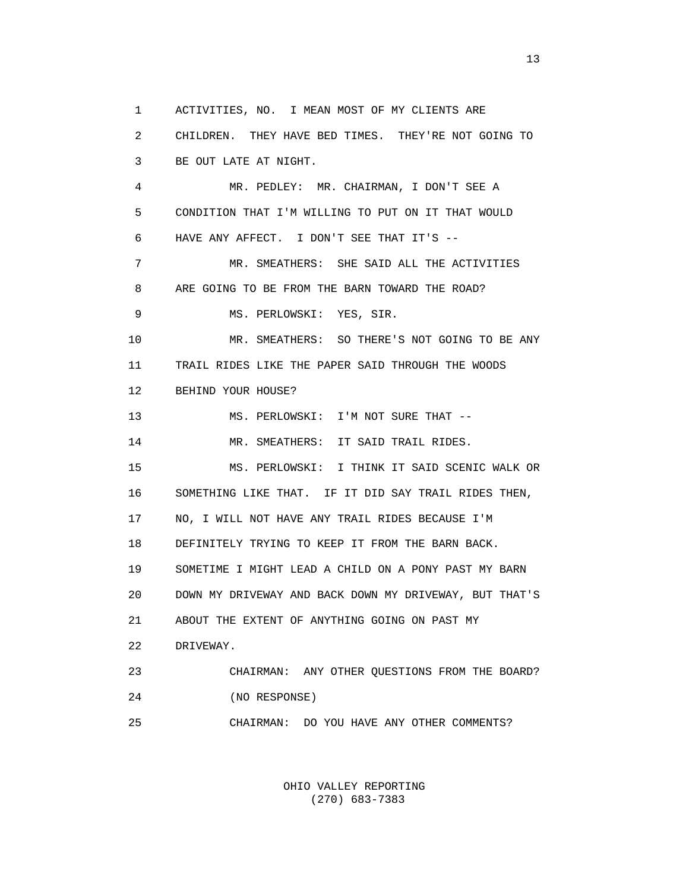1 ACTIVITIES, NO. I MEAN MOST OF MY CLIENTS ARE
2 CHILDREN. THEY HAVE BED TIMES. THEY'RE NOT GOING TO
3 BE OUT LATE AT NIGHT.
4 MR. PEDLEY: MR. CHAIRMAN, I DON'T SEE A
5 CONDITION THAT I'M WILLING TO PUT ON IT THAT WOULD
6 HAVE ANY AFFECT. I DON'T SEE THAT IT'S --
7 MR. SMEATHERS: SHE SAID ALL THE ACTIVITIES
8 ARE GOING TO BE FROM THE BARN TOWARD THE ROAD?
9 MS. PERLOWSKI: YES, SIR.
10 MR. SMEATHERS: SO THERE'S NOT GOING TO BE ANY
11 TRAIL RIDES LIKE THE PAPER SAID THROUGH THE WOODS
12 BEHIND YOUR HOUSE?
13 MS. PERLOWSKI: I'M NOT SURE THAT --
14 MR. SMEATHERS: IT SAID TRAIL RIDES.
15 MS. PERLOWSKI: I THINK IT SAID SCENIC WALK OR
16 SOMETHING LIKE THAT. IF IT DID SAY TRAIL RIDES THEN,
17 NO, I WILL NOT HAVE ANY TRAIL RIDES BECAUSE I'M
18 DEFINITELY TRYING TO KEEP IT FROM THE BARN BACK.
19 SOMETIME I MIGHT LEAD A CHILD ON A PONY PAST MY BARN
20 DOWN MY DRIVEWAY AND BACK DOWN MY DRIVEWAY, BUT THAT'S
21 ABOUT THE EXTENT OF ANYTHING GOING ON PAST MY
22 DRIVEWAY.
23 CHAIRMAN: ANY OTHER QUESTIONS FROM THE BOARD?
24 (NO RESPONSE)
25 CHAIRMAN: DO YOU HAVE ANY OTHER COMMENTS?

OHIO VALLEY REPORTING
(270) 683-7383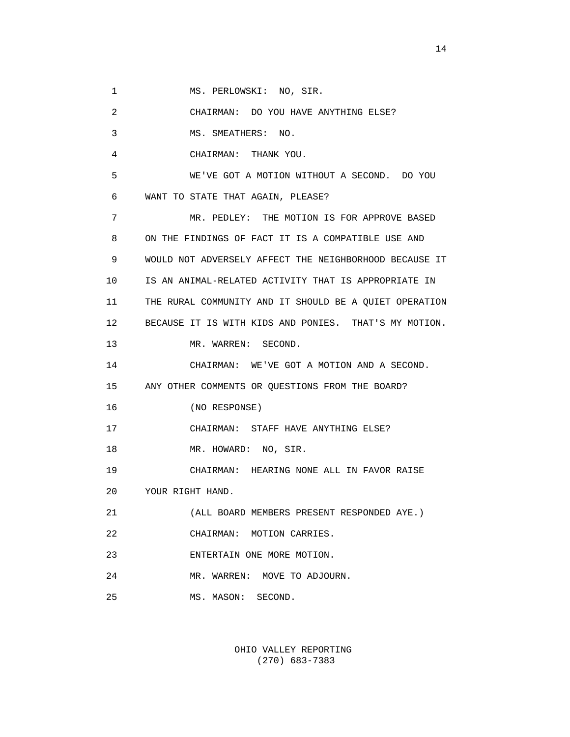1 MS. PERLOWSKI: NO, SIR.

2 CHAIRMAN: DO YOU HAVE ANYTHING ELSE?

3 MS. SMEATHERS: NO.

4 CHAIRMAN: THANK YOU.

5 WE'VE GOT A MOTION WITHOUT A SECOND. DO YOU

6 WANT TO STATE THAT AGAIN, PLEASE?

7 MR. PEDLEY: THE MOTION IS FOR APPROVE BASED

8 ON THE FINDINGS OF FACT IT IS A COMPATIBLE USE AND

9 WOULD NOT ADVERSELY AFFECT THE NEIGHBORHOOD BECAUSE IT

10 IS AN ANIMAL-RELATED ACTIVITY THAT IS APPROPRIATE IN

11 THE RURAL COMMUNITY AND IT SHOULD BE A QUIET OPERATION

12 BECAUSE IT IS WITH KIDS AND PONIES. THAT'S MY MOTION.

13 MR. WARREN: SECOND.

14 CHAIRMAN: WE'VE GOT A MOTION AND A SECOND.

15 ANY OTHER COMMENTS OR QUESTIONS FROM THE BOARD?

16 (NO RESPONSE)

17 CHAIRMAN: STAFF HAVE ANYTHING ELSE?

18 MR. HOWARD: NO, SIR.

19 CHAIRMAN: HEARING NONE ALL IN FAVOR RAISE

20 YOUR RIGHT HAND.

21 (ALL BOARD MEMBERS PRESENT RESPONDED AYE.)

22 CHAIRMAN: MOTION CARRIES.

23 ENTERTAIN ONE MORE MOTION.

24 MR. WARREN: MOVE TO ADJOURN.

25 MS. MASON: SECOND.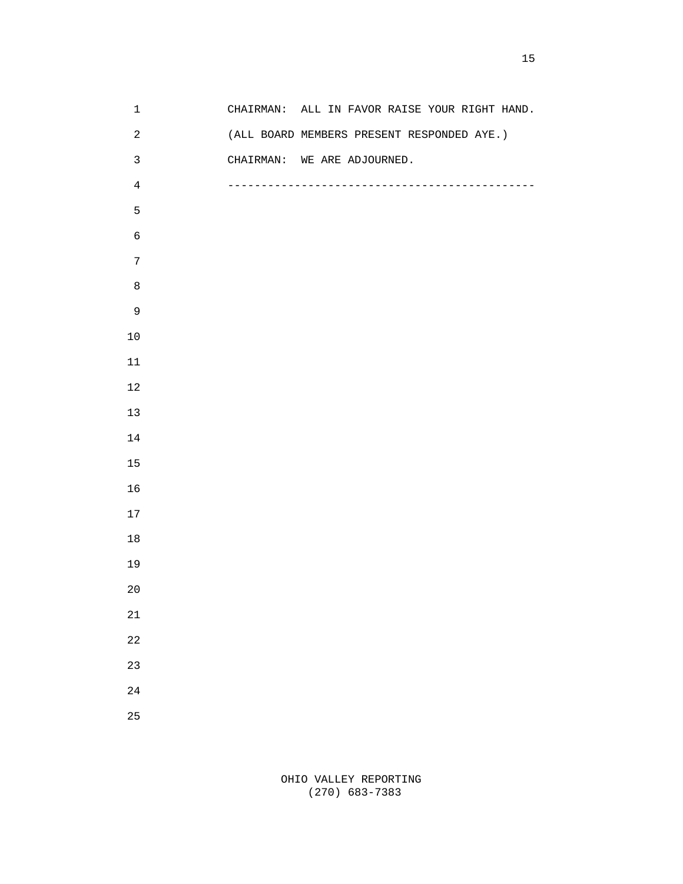CHAIRMAN: ALL IN FAVOR RAISE YOUR RIGHT HAND.

(ALL BOARD MEMBERS PRESENT RESPONDED AYE.)

CHAIRMAN: WE ARE ADJOURNED.

----------------------------------------------

OHIO VALLEY REPORTING
(270) 683-7383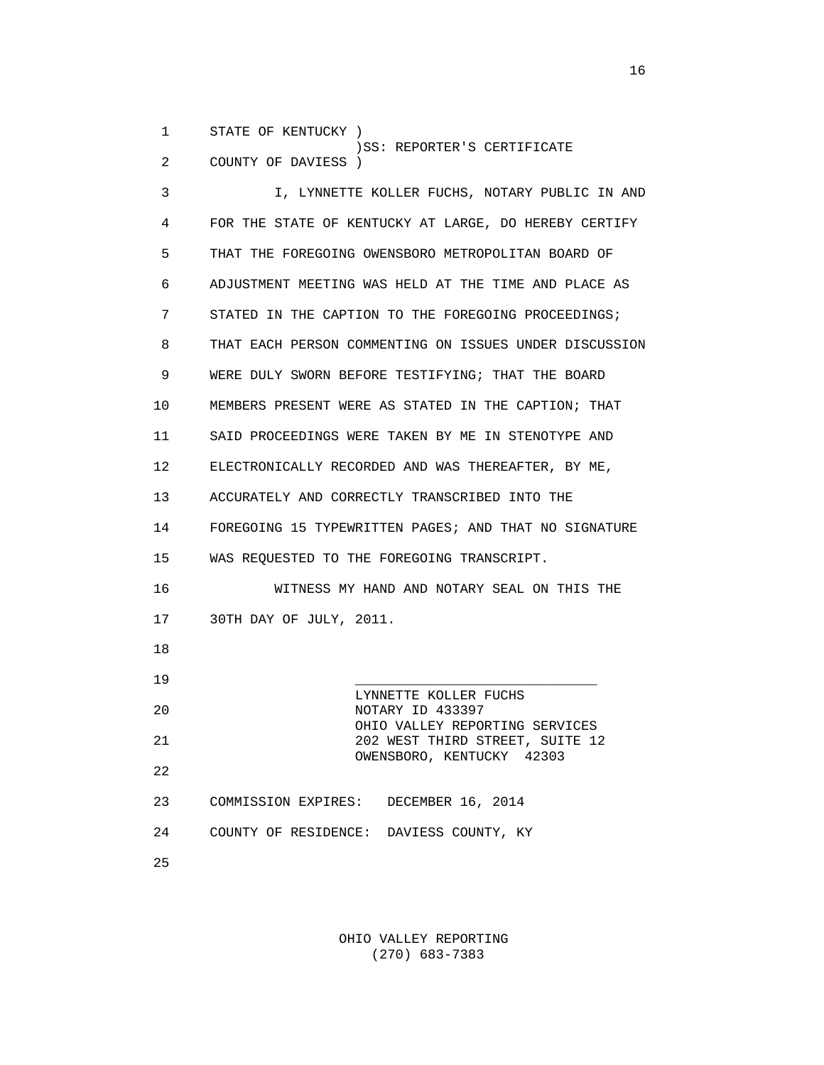STATE OF KENTUCKY )
)SS: REPORTER'S CERTIFICATE
COUNTY OF DAVIESS )

I, LYNNETTE KOLLER FUCHS, NOTARY PUBLIC IN AND FOR THE STATE OF KENTUCKY AT LARGE, DO HEREBY CERTIFY THAT THE FOREGOING OWENSBORO METROPOLITAN BOARD OF ADJUSTMENT MEETING WAS HELD AT THE TIME AND PLACE AS STATED IN THE CAPTION TO THE FOREGOING PROCEEDINGS; THAT EACH PERSON COMMENTING ON ISSUES UNDER DISCUSSION WERE DULY SWORN BEFORE TESTIFYING; THAT THE BOARD MEMBERS PRESENT WERE AS STATED IN THE CAPTION; THAT SAID PROCEEDINGS WERE TAKEN BY ME IN STENOTYPE AND ELECTRONICALLY RECORDED AND WAS THEREAFTER, BY ME, ACCURATELY AND CORRECTLY TRANSCRIBED INTO THE FOREGOING 15 TYPEWRITTEN PAGES; AND THAT NO SIGNATURE WAS REQUESTED TO THE FOREGOING TRANSCRIPT.

WITNESS MY HAND AND NOTARY SEAL ON THIS THE 30TH DAY OF JULY, 2011.

\_\_\_\_\_\_\_\_\_\_\_\_\_\_\_\_\_\_\_\_\_\_\_\_\_\_\_\_\_\_

LYNNETTE KOLLER FUCHS
NOTARY ID 433397
OHIO VALLEY REPORTING SERVICES
202 WEST THIRD STREET, SUITE 12
OWENSBORO, KENTUCKY 42303

COMMISSION EXPIRES: DECEMBER 16, 2014

COUNTY OF RESIDENCE: DAVIESS COUNTY, KY